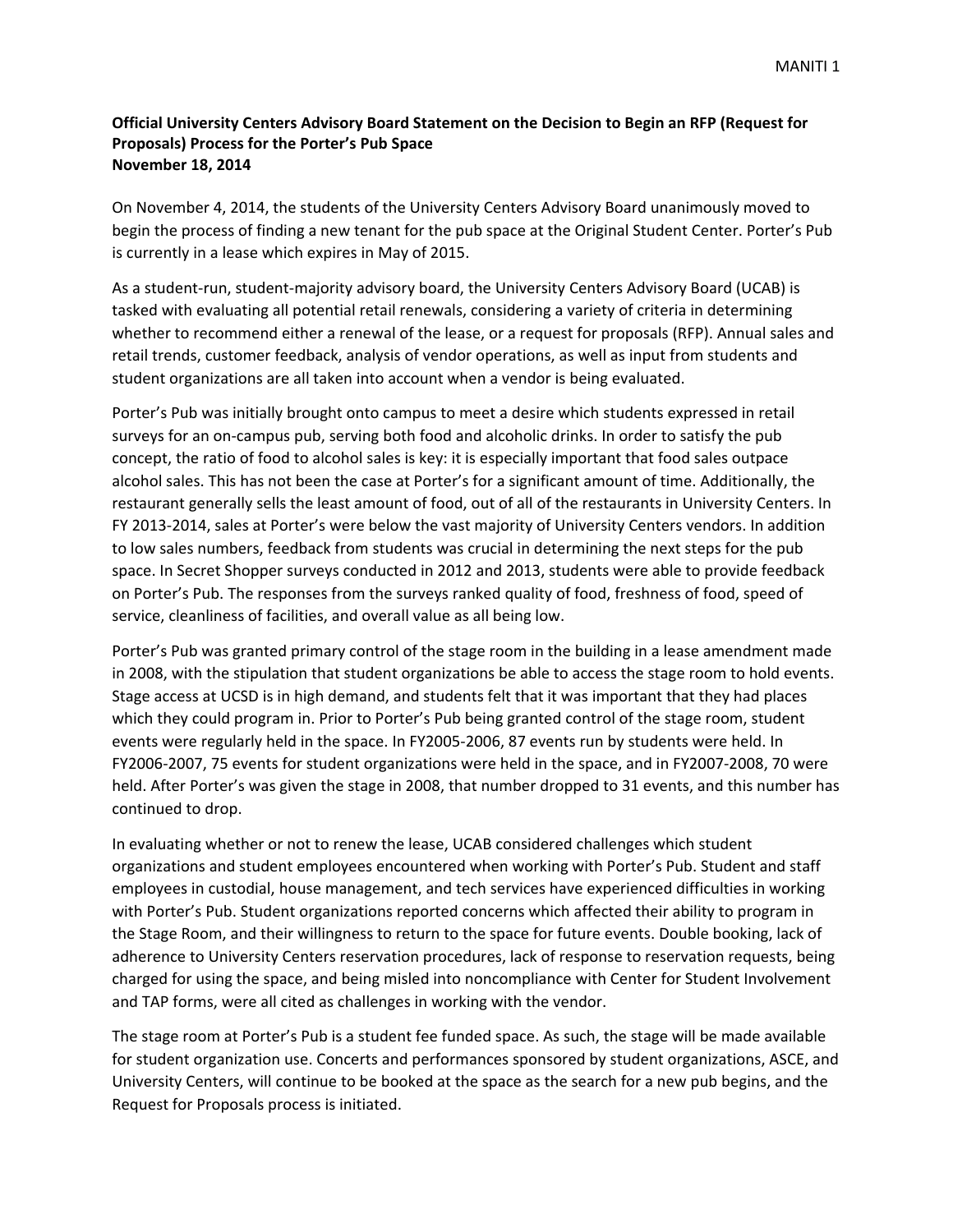**Official University Centers Advisory Board Statement on the Decision to Begin an RFP (Request for Proposals) Process for the Porter's Pub Space**
**November 18, 2014**

On November 4, 2014, the students of the University Centers Advisory Board unanimously moved to begin the process of finding a new tenant for the pub space at the Original Student Center. Porter's Pub is currently in a lease which expires in May of 2015.

As a student-run, student-majority advisory board, the University Centers Advisory Board (UCAB) is tasked with evaluating all potential retail renewals, considering a variety of criteria in determining whether to recommend either a renewal of the lease, or a request for proposals (RFP). Annual sales and retail trends, customer feedback, analysis of vendor operations, as well as input from students and student organizations are all taken into account when a vendor is being evaluated.

Porter's Pub was initially brought onto campus to meet a desire which students expressed in retail surveys for an on-campus pub, serving both food and alcoholic drinks. In order to satisfy the pub concept, the ratio of food to alcohol sales is key: it is especially important that food sales outpace alcohol sales. This has not been the case at Porter's for a significant amount of time. Additionally, the restaurant generally sells the least amount of food, out of all of the restaurants in University Centers. In FY 2013-2014, sales at Porter's were below the vast majority of University Centers vendors. In addition to low sales numbers, feedback from students was crucial in determining the next steps for the pub space. In Secret Shopper surveys conducted in 2012 and 2013, students were able to provide feedback on Porter's Pub. The responses from the surveys ranked quality of food, freshness of food, speed of service, cleanliness of facilities, and overall value as all being low.

Porter's Pub was granted primary control of the stage room in the building in a lease amendment made in 2008, with the stipulation that student organizations be able to access the stage room to hold events. Stage access at UCSD is in high demand, and students felt that it was important that they had places which they could program in. Prior to Porter's Pub being granted control of the stage room, student events were regularly held in the space. In FY2005-2006, 87 events run by students were held. In FY2006-2007, 75 events for student organizations were held in the space, and in FY2007-2008, 70 were held. After Porter's was given the stage in 2008, that number dropped to 31 events, and this number has continued to drop.

In evaluating whether or not to renew the lease, UCAB considered challenges which student organizations and student employees encountered when working with Porter's Pub. Student and staff employees in custodial, house management, and tech services have experienced difficulties in working with Porter's Pub. Student organizations reported concerns which affected their ability to program in the Stage Room, and their willingness to return to the space for future events. Double booking, lack of adherence to University Centers reservation procedures, lack of response to reservation requests, being charged for using the space, and being misled into noncompliance with Center for Student Involvement and TAP forms, were all cited as challenges in working with the vendor.

The stage room at Porter's Pub is a student fee funded space. As such, the stage will be made available for student organization use. Concerts and performances sponsored by student organizations, ASCE, and University Centers, will continue to be booked at the space as the search for a new pub begins, and the Request for Proposals process is initiated.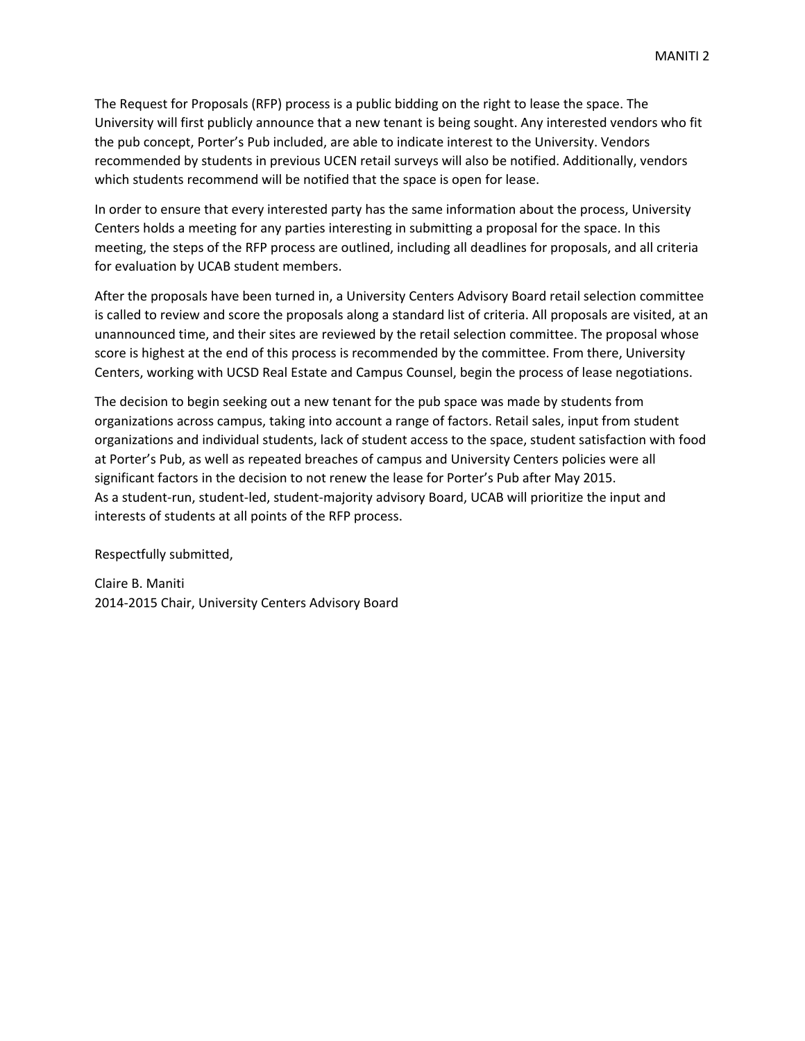The Request for Proposals (RFP) process is a public bidding on the right to lease the space. The University will first publicly announce that a new tenant is being sought. Any interested vendors who fit the pub concept, Porter's Pub included, are able to indicate interest to the University. Vendors recommended by students in previous UCEN retail surveys will also be notified. Additionally, vendors which students recommend will be notified that the space is open for lease.

In order to ensure that every interested party has the same information about the process, University Centers holds a meeting for any parties interesting in submitting a proposal for the space. In this meeting, the steps of the RFP process are outlined, including all deadlines for proposals, and all criteria for evaluation by UCAB student members.

After the proposals have been turned in, a University Centers Advisory Board retail selection committee is called to review and score the proposals along a standard list of criteria. All proposals are visited, at an unannounced time, and their sites are reviewed by the retail selection committee. The proposal whose score is highest at the end of this process is recommended by the committee. From there, University Centers, working with UCSD Real Estate and Campus Counsel, begin the process of lease negotiations.

The decision to begin seeking out a new tenant for the pub space was made by students from organizations across campus, taking into account a range of factors. Retail sales, input from student organizations and individual students, lack of student access to the space, student satisfaction with food at Porter's Pub, as well as repeated breaches of campus and University Centers policies were all significant factors in the decision to not renew the lease for Porter's Pub after May 2015.
As a student-run, student-led, student-majority advisory Board, UCAB will prioritize the input and interests of students at all points of the RFP process.

Respectfully submitted,

Claire B. Maniti
2014-2015 Chair, University Centers Advisory Board